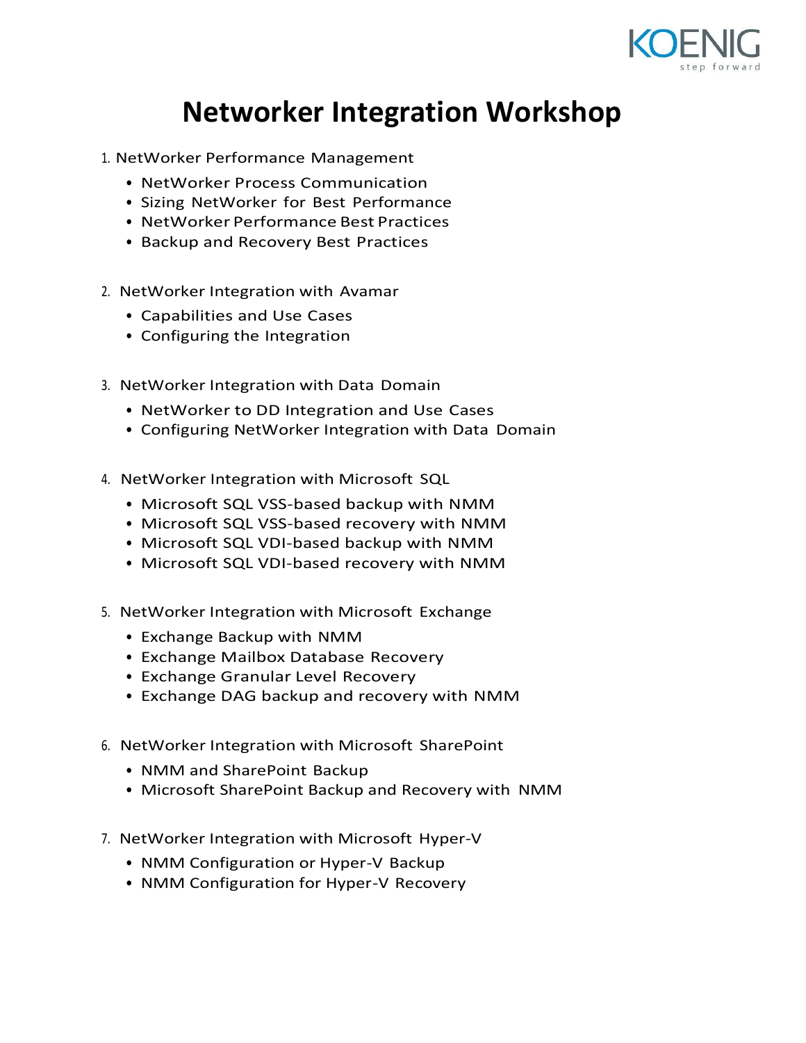# Networker Integration Workshop

1. NetWorker Performance Management
   - NetWorker Process Communication
   - Sizing NetWorker for Best Performance
   - NetWorker Performance Best Practices
   - Backup and Recovery Best Practices

2. NetWorker Integration with Avamar
   - Capabilities and Use Cases
   - Configuring the Integration

3. NetWorker Integration with Data Domain
   - NetWorker to DD Integration and Use Cases
   - Configuring NetWorker Integration with Data Domain

4. NetWorker Integration with Microsoft SQL
   - Microsoft SQL VSS-based backup with NMM
   - Microsoft SQL VSS-based recovery with NMM
   - Microsoft SQL VDI-based backup with NMM
   - Microsoft SQL VDI-based recovery with NMM

5. NetWorker Integration with Microsoft Exchange
   - Exchange Backup with NMM
   - Exchange Mailbox Database Recovery
   - Exchange Granular Level Recovery
   - Exchange DAG backup and recovery with NMM

6. NetWorker Integration with Microsoft SharePoint
   - NMM and SharePoint Backup
   - Microsoft SharePoint Backup and Recovery with NMM

7. NetWorker Integration with Microsoft Hyper-V
   - NMM Configuration or Hyper-V Backup
   - NMM Configuration for Hyper-V Recovery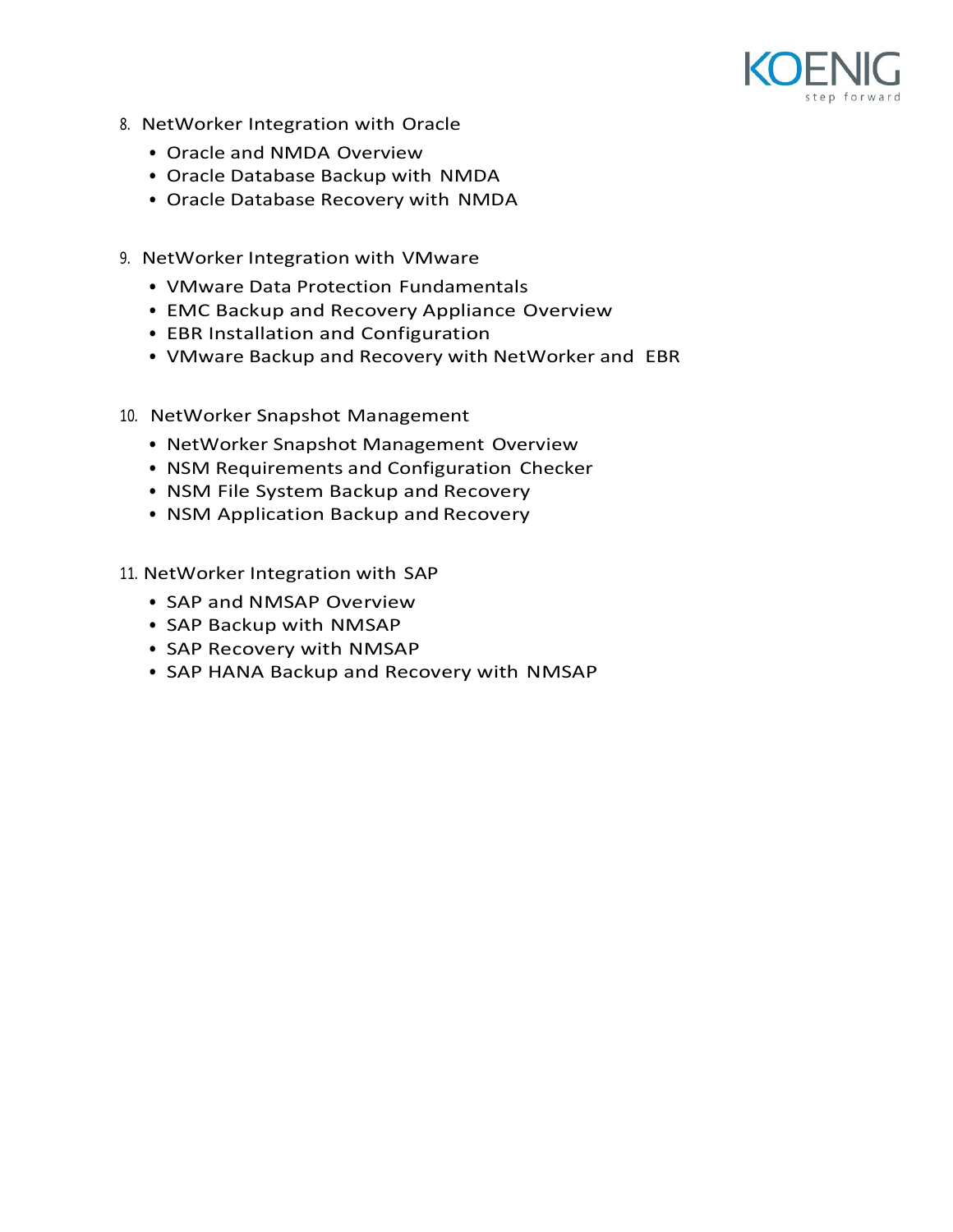8. NetWorker Integration with Oracle
    - Oracle and NMDA Overview
    - Oracle Database Backup with NMDA
    - Oracle Database Recovery with NMDA

9. NetWorker Integration with VMware
    - VMware Data Protection Fundamentals
    - EMC Backup and Recovery Appliance Overview
    - EBR Installation and Configuration
    - VMware Backup and Recovery with NetWorker and EBR

10. NetWorker Snapshot Management
    - NetWorker Snapshot Management Overview
    - NSM Requirements and Configuration Checker
    - NSM File System Backup and Recovery
    - NSM Application Backup and Recovery

11. NetWorker Integration with SAP
    - SAP and NMSAP Overview
    - SAP Backup with NMSAP
    - SAP Recovery with NMSAP
    - SAP HANA Backup and Recovery with NMSAP